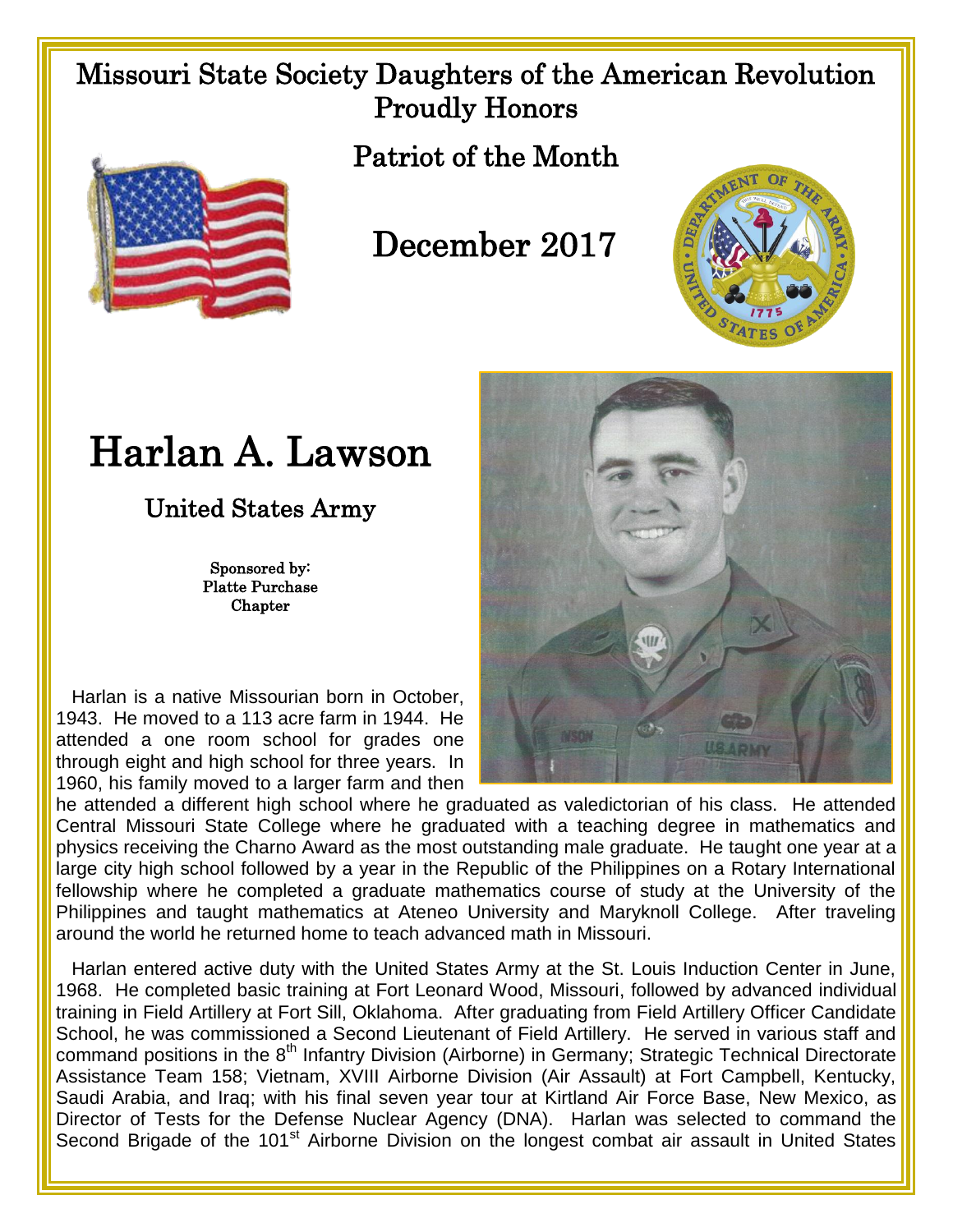# Missouri State Society Daughters of the American Revolution Proudly Honors

## Patriot of the Month

## December 2017

# Harlan A. Lawson

## United States Army

**Sponsored by:**
**Platte Purchase Chapter**

Harlan is a native Missourian born in October, 1943. He moved to a 113 acre farm in 1944. He attended a one room school for grades one through eight and high school for three years. In 1960, his family moved to a larger farm and then he attended a different high school where he graduated as valedictorian of his class. He attended Central Missouri State College where he graduated with a teaching degree in mathematics and physics receiving the Charno Award as the most outstanding male graduate. He taught one year at a large city high school followed by a year in the Republic of the Philippines on a Rotary International fellowship where he completed a graduate mathematics course of study at the University of the Philippines and taught mathematics at Ateneo University and Maryknoll College. After traveling around the world he returned home to teach advanced math in Missouri.

Harlan entered active duty with the United States Army at the St. Louis Induction Center in June, 1968. He completed basic training at Fort Leonard Wood, Missouri, followed by advanced individual training in Field Artillery at Fort Sill, Oklahoma. After graduating from Field Artillery Officer Candidate School, he was commissioned a Second Lieutenant of Field Artillery. He served in various staff and command positions in the 8th Infantry Division (Airborne) in Germany; Strategic Technical Directorate Assistance Team 158; Vietnam, XVIII Airborne Division (Air Assault) at Fort Campbell, Kentucky, Saudi Arabia, and Iraq; with his final seven year tour at Kirtland Air Force Base, New Mexico, as Director of Tests for the Defense Nuclear Agency (DNA). Harlan was selected to command the Second Brigade of the 101st Airborne Division on the longest combat air assault in United States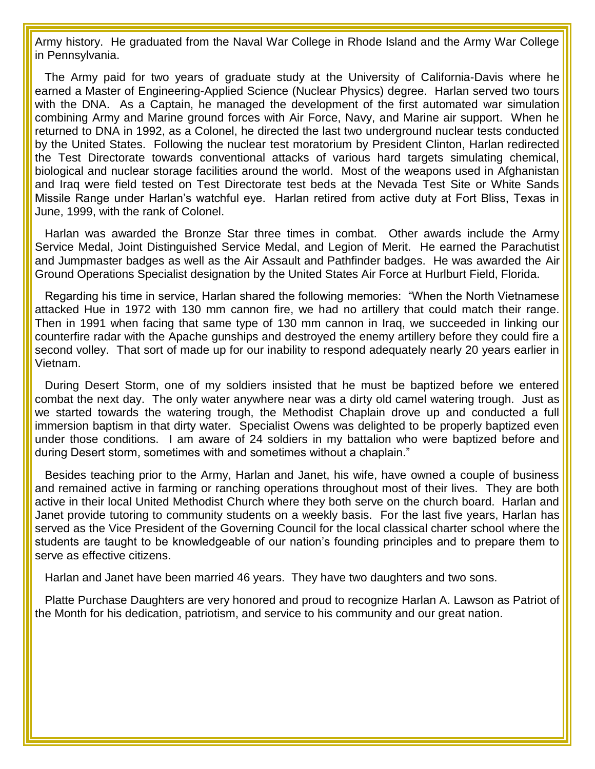Army history. He graduated from the Naval War College in Rhode Island and the Army War College in Pennsylvania.

The Army paid for two years of graduate study at the University of California-Davis where he earned a Master of Engineering-Applied Science (Nuclear Physics) degree. Harlan served two tours with the DNA. As a Captain, he managed the development of the first automated war simulation combining Army and Marine ground forces with Air Force, Navy, and Marine air support. When he returned to DNA in 1992, as a Colonel, he directed the last two underground nuclear tests conducted by the United States. Following the nuclear test moratorium by President Clinton, Harlan redirected the Test Directorate towards conventional attacks of various hard targets simulating chemical, biological and nuclear storage facilities around the world. Most of the weapons used in Afghanistan and Iraq were field tested on Test Directorate test beds at the Nevada Test Site or White Sands Missile Range under Harlan's watchful eye. Harlan retired from active duty at Fort Bliss, Texas in June, 1999, with the rank of Colonel.

Harlan was awarded the Bronze Star three times in combat. Other awards include the Army Service Medal, Joint Distinguished Service Medal, and Legion of Merit. He earned the Parachutist and Jumpmaster badges as well as the Air Assault and Pathfinder badges. He was awarded the Air Ground Operations Specialist designation by the United States Air Force at Hurlburt Field, Florida.

Regarding his time in service, Harlan shared the following memories: "When the North Vietnamese attacked Hue in 1972 with 130 mm cannon fire, we had no artillery that could match their range. Then in 1991 when facing that same type of 130 mm cannon in Iraq, we succeeded in linking our counterfire radar with the Apache gunships and destroyed the enemy artillery before they could fire a second volley. That sort of made up for our inability to respond adequately nearly 20 years earlier in Vietnam.

During Desert Storm, one of my soldiers insisted that he must be baptized before we entered combat the next day. The only water anywhere near was a dirty old camel watering trough. Just as we started towards the watering trough, the Methodist Chaplain drove up and conducted a full immersion baptism in that dirty water. Specialist Owens was delighted to be properly baptized even under those conditions. I am aware of 24 soldiers in my battalion who were baptized before and during Desert storm, sometimes with and sometimes without a chaplain."

Besides teaching prior to the Army, Harlan and Janet, his wife, have owned a couple of business and remained active in farming or ranching operations throughout most of their lives. They are both active in their local United Methodist Church where they both serve on the church board. Harlan and Janet provide tutoring to community students on a weekly basis. For the last five years, Harlan has served as the Vice President of the Governing Council for the local classical charter school where the students are taught to be knowledgeable of our nation's founding principles and to prepare them to serve as effective citizens.

Harlan and Janet have been married 46 years. They have two daughters and two sons.

Platte Purchase Daughters are very honored and proud to recognize Harlan A. Lawson as Patriot of the Month for his dedication, patriotism, and service to his community and our great nation.